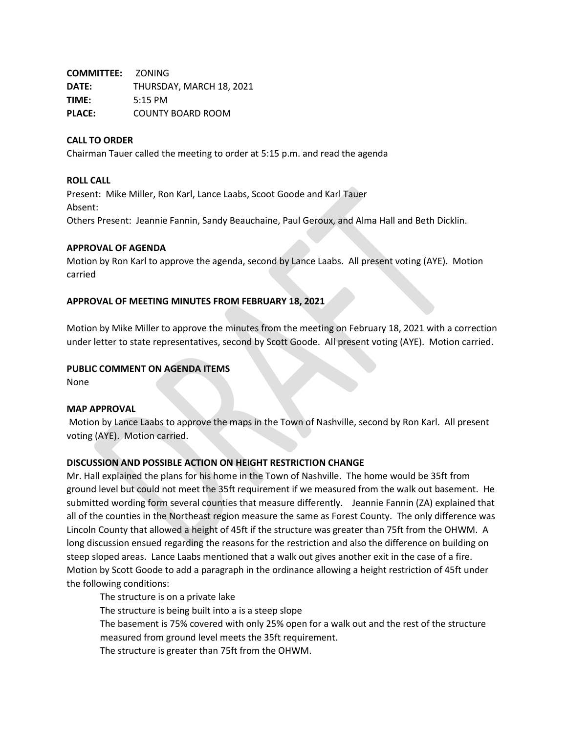**COMMITTEE:** ZONING
**DATE:** THURSDAY, MARCH 18, 2021
**TIME:** 5:15 PM
**PLACE:** COUNTY BOARD ROOM

**CALL TO ORDER**

Chairman Tauer called the meeting to order at 5:15 p.m. and read the agenda

**ROLL CALL**

Present: Mike Miller, Ron Karl, Lance Laabs, Scoot Goode and Karl Tauer
Absent:
Others Present: Jeannie Fannin, Sandy Beauchaine, Paul Geroux, and Alma Hall and Beth Dicklin.

**APPROVAL OF AGENDA**

Motion by Ron Karl to approve the agenda, second by Lance Laabs. All present voting (AYE). Motion carried

**APPROVAL OF MEETING MINUTES FROM FEBRUARY 18, 2021**

Motion by Mike Miller to approve the minutes from the meeting on February 18, 2021 with a correction under letter to state representatives, second by Scott Goode. All present voting (AYE). Motion carried.

**PUBLIC COMMENT ON AGENDA ITEMS**

None

**MAP APPROVAL**

Motion by Lance Laabs to approve the maps in the Town of Nashville, second by Ron Karl. All present voting (AYE). Motion carried.

**DISCUSSION AND POSSIBLE ACTION ON HEIGHT RESTRICTION CHANGE**

Mr. Hall explained the plans for his home in the Town of Nashville. The home would be 35ft from ground level but could not meet the 35ft requirement if we measured from the walk out basement. He submitted wording form several counties that measure differently. Jeannie Fannin (ZA) explained that all of the counties in the Northeast region measure the same as Forest County. The only difference was Lincoln County that allowed a height of 45ft if the structure was greater than 75ft from the OHWM. A long discussion ensued regarding the reasons for the restriction and also the difference on building on steep sloped areas. Lance Laabs mentioned that a walk out gives another exit in the case of a fire. Motion by Scott Goode to add a paragraph in the ordinance allowing a height restriction of 45ft under the following conditions:

The structure is on a private lake

The structure is being built into a is a steep slope

The basement is 75% covered with only 25% open for a walk out and the rest of the structure measured from ground level meets the 35ft requirement.

The structure is greater than 75ft from the OHWM.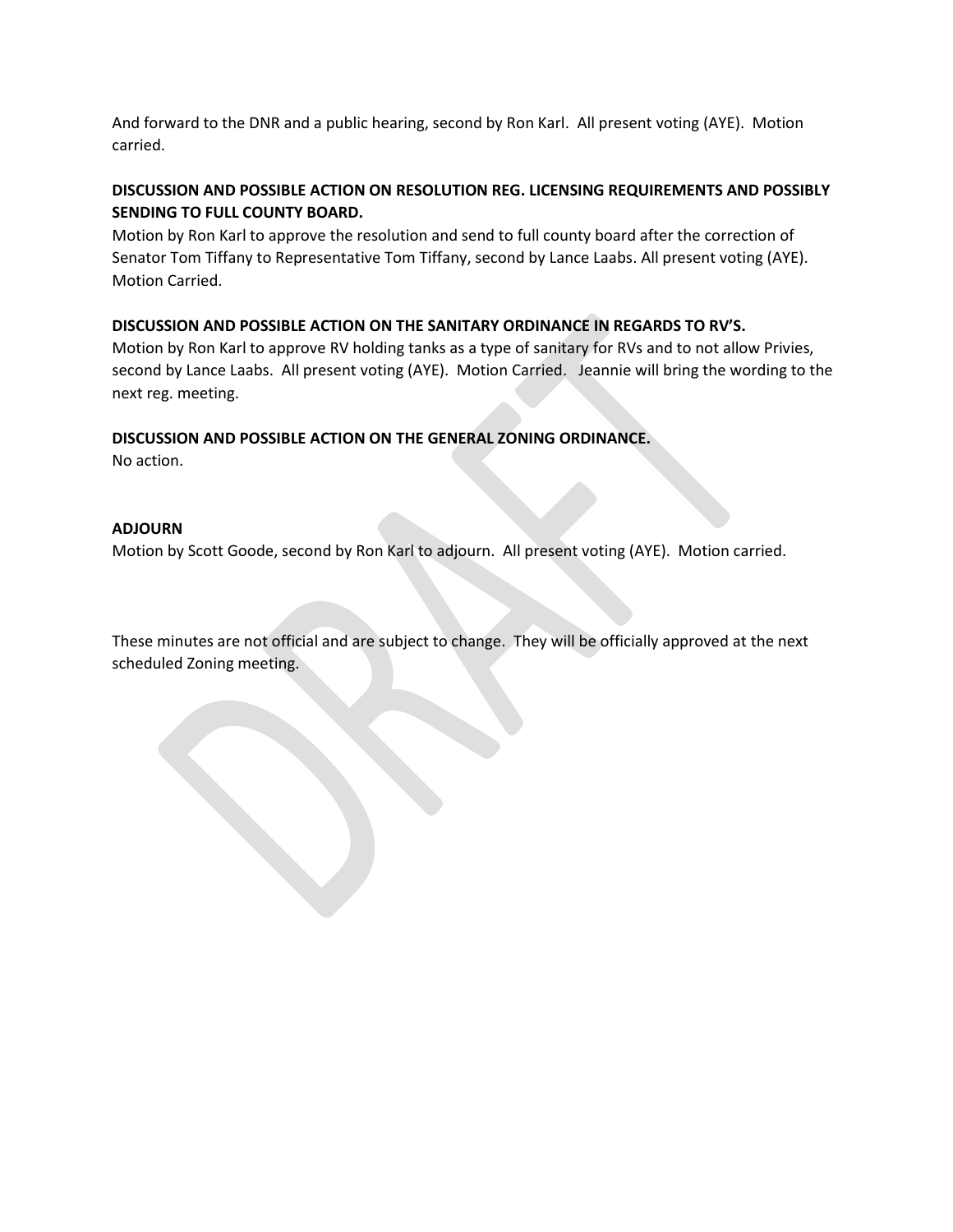And forward to the DNR and a public hearing, second by Ron Karl. All present voting (AYE). Motion carried.

**DISCUSSION AND POSSIBLE ACTION ON RESOLUTION REG. LICENSING REQUIREMENTS AND POSSIBLY SENDING TO FULL COUNTY BOARD.**

Motion by Ron Karl to approve the resolution and send to full county board after the correction of Senator Tom Tiffany to Representative Tom Tiffany, second by Lance Laabs. All present voting (AYE). Motion Carried.

**DISCUSSION AND POSSIBLE ACTION ON THE SANITARY ORDINANCE IN REGARDS TO RV'S.**

Motion by Ron Karl to approve RV holding tanks as a type of sanitary for RVs and to not allow Privies, second by Lance Laabs. All present voting (AYE). Motion Carried. Jeannie will bring the wording to the next reg. meeting.

**DISCUSSION AND POSSIBLE ACTION ON THE GENERAL ZONING ORDINANCE.**

No action.

**ADJOURN**

Motion by Scott Goode, second by Ron Karl to adjourn. All present voting (AYE). Motion carried.

These minutes are not official and are subject to change. They will be officially approved at the next scheduled Zoning meeting.